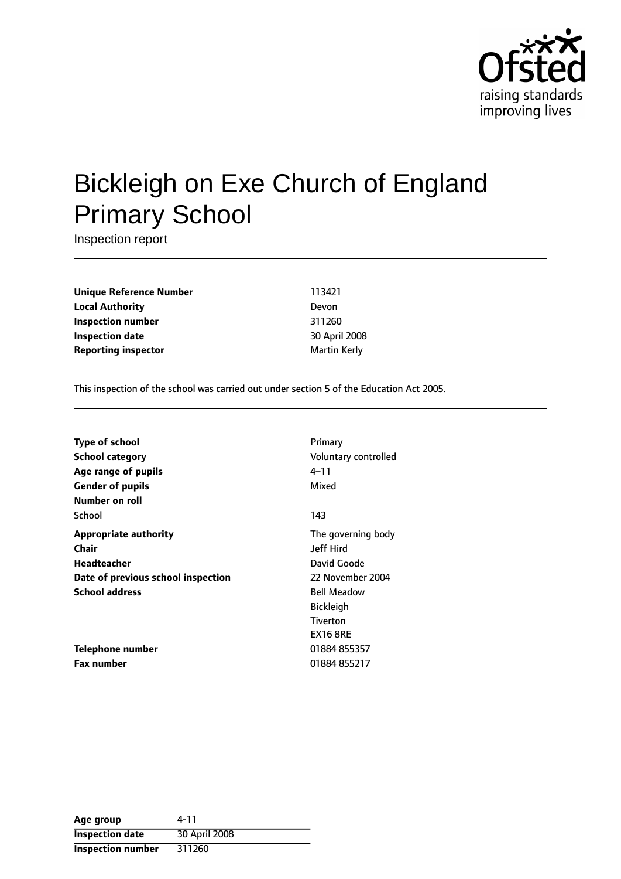# Bickleigh on Exe Church of England Primary School

Inspection report

| | |
|---|---|
| **Unique Reference Number** | 113421 |
| **Local Authority** | Devon |
| **Inspection number** | 311260 |
| **Inspection date** | 30 April 2008 |
| **Reporting inspector** | Martin Kerly |

This inspection of the school was carried out under section 5 of the Education Act 2005.

| | |
|---|---|
| **Type of school** | Primary |
| **School category** | Voluntary controlled |
| **Age range of pupils** | 4–11 |
| **Gender of pupils** | Mixed |
| **Number on roll** | |
| School | 143 |
| **Appropriate authority** | The governing body |
| **Chair** | Jeff Hird |
| **Headteacher** | David Goode |
| **Date of previous school inspection** | 22 November 2004 |
| **School address** | Bell Meadow<br>Bickleigh<br>Tiverton<br>EX16 8RE |
| **Telephone number** | 01884 855357 |
| **Fax number** | 01884 855217 |

| | |
|---|---|
| **Age group** | 4-11 |
| **Inspection date** | 30 April 2008 |
| **Inspection number** | 311260 |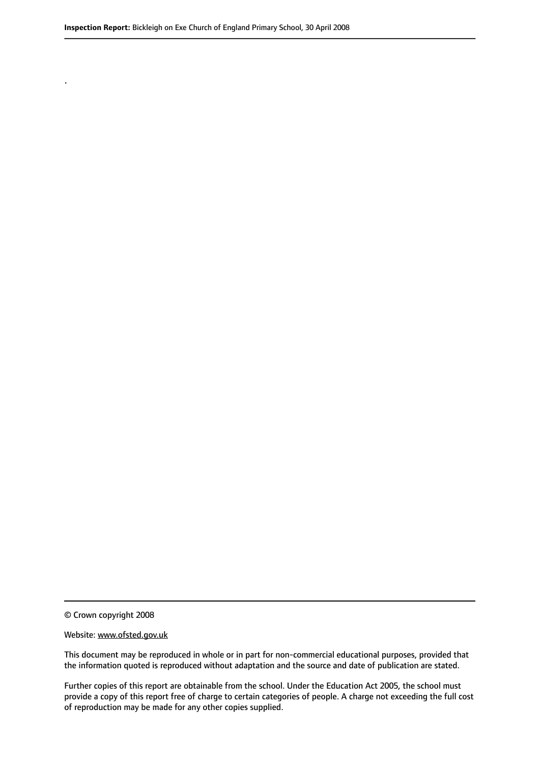.

© Crown copyright 2008

Website: www.ofsted.gov.uk

This document may be reproduced in whole or in part for non-commercial educational purposes, provided that the information quoted is reproduced without adaptation and the source and date of publication are stated.

Further copies of this report are obtainable from the school. Under the Education Act 2005, the school must provide a copy of this report free of charge to certain categories of people. A charge not exceeding the full cost of reproduction may be made for any other copies supplied.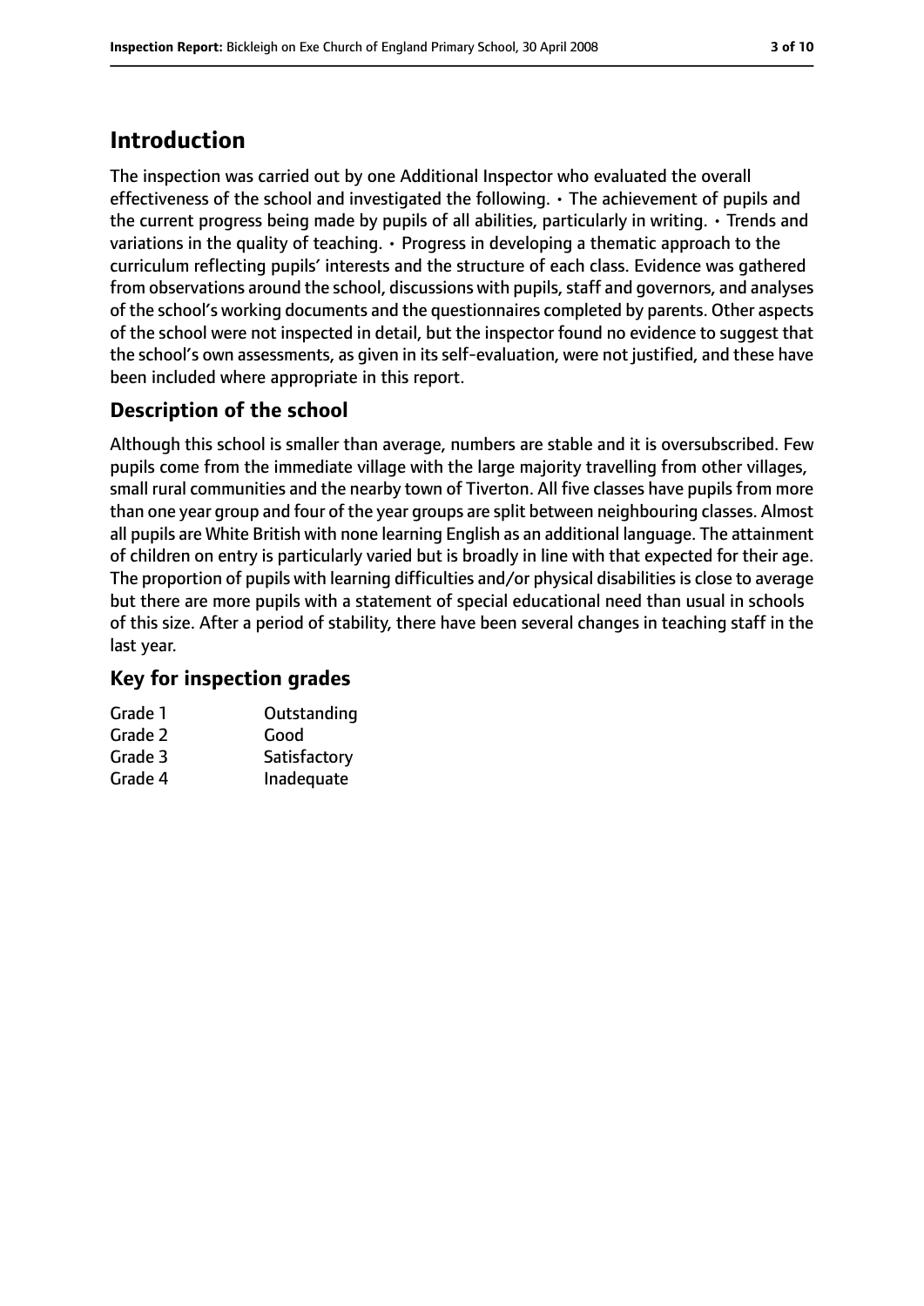# Introduction

The inspection was carried out by one Additional Inspector who evaluated the overall effectiveness of the school and investigated the following. • The achievement of pupils and the current progress being made by pupils of all abilities, particularly in writing. • Trends and variations in the quality of teaching. • Progress in developing a thematic approach to the curriculum reflecting pupils' interests and the structure of each class. Evidence was gathered from observations around the school, discussions with pupils, staff and governors, and analyses of the school's working documents and the questionnaires completed by parents. Other aspects of the school were not inspected in detail, but the inspector found no evidence to suggest that the school's own assessments, as given in its self-evaluation, were not justified, and these have been included where appropriate in this report.

## Description of the school

Although this school is smaller than average, numbers are stable and it is oversubscribed. Few pupils come from the immediate village with the large majority travelling from other villages, small rural communities and the nearby town of Tiverton. All five classes have pupils from more than one year group and four of the year groups are split between neighbouring classes. Almost all pupils are White British with none learning English as an additional language. The attainment of children on entry is particularly varied but is broadly in line with that expected for their age. The proportion of pupils with learning difficulties and/or physical disabilities is close to average but there are more pupils with a statement of special educational need than usual in schools of this size. After a period of stability, there have been several changes in teaching staff in the last year.

## Key for inspection grades

| | |
|---|---|
| Grade 1 | Outstanding |
| Grade 2 | Good |
| Grade 3 | Satisfactory |
| Grade 4 | Inadequate |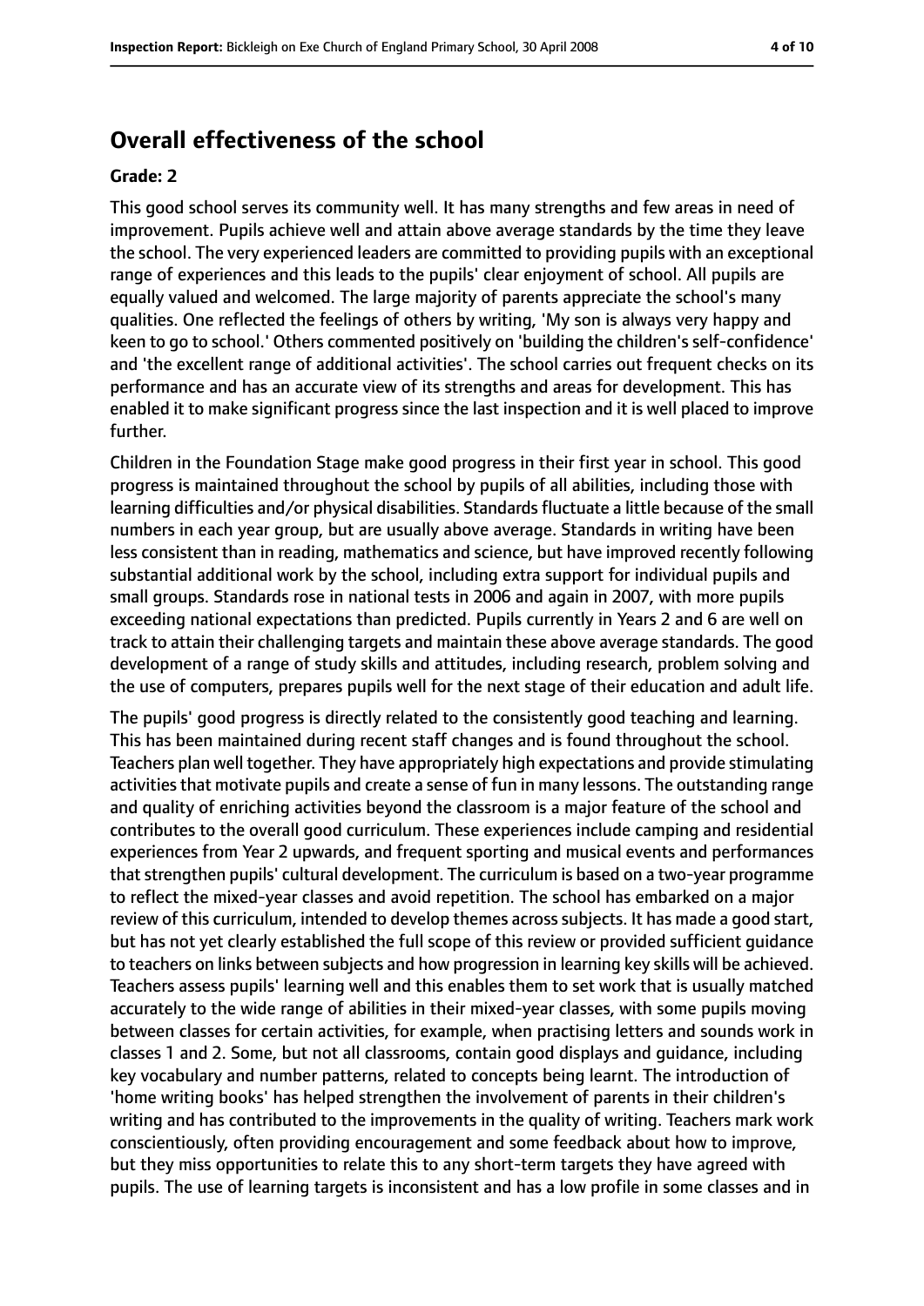## Overall effectiveness of the school

### Grade: 2

This good school serves its community well. It has many strengths and few areas in need of improvement. Pupils achieve well and attain above average standards by the time they leave the school. The very experienced leaders are committed to providing pupils with an exceptional range of experiences and this leads to the pupils' clear enjoyment of school. All pupils are equally valued and welcomed. The large majority of parents appreciate the school's many qualities. One reflected the feelings of others by writing, 'My son is always very happy and keen to go to school.' Others commented positively on 'building the children's self-confidence' and 'the excellent range of additional activities'. The school carries out frequent checks on its performance and has an accurate view of its strengths and areas for development. This has enabled it to make significant progress since the last inspection and it is well placed to improve further.

Children in the Foundation Stage make good progress in their first year in school. This good progress is maintained throughout the school by pupils of all abilities, including those with learning difficulties and/or physical disabilities. Standards fluctuate a little because of the small numbers in each year group, but are usually above average. Standards in writing have been less consistent than in reading, mathematics and science, but have improved recently following substantial additional work by the school, including extra support for individual pupils and small groups. Standards rose in national tests in 2006 and again in 2007, with more pupils exceeding national expectations than predicted. Pupils currently in Years 2 and 6 are well on track to attain their challenging targets and maintain these above average standards. The good development of a range of study skills and attitudes, including research, problem solving and the use of computers, prepares pupils well for the next stage of their education and adult life.

The pupils' good progress is directly related to the consistently good teaching and learning. This has been maintained during recent staff changes and is found throughout the school. Teachers plan well together. They have appropriately high expectations and provide stimulating activities that motivate pupils and create a sense of fun in many lessons. The outstanding range and quality of enriching activities beyond the classroom is a major feature of the school and contributes to the overall good curriculum. These experiences include camping and residential experiences from Year 2 upwards, and frequent sporting and musical events and performances that strengthen pupils' cultural development. The curriculum is based on a two-year programme to reflect the mixed-year classes and avoid repetition. The school has embarked on a major review of this curriculum, intended to develop themes across subjects. It has made a good start, but has not yet clearly established the full scope of this review or provided sufficient guidance to teachers on links between subjects and how progression in learning key skills will be achieved. Teachers assess pupils' learning well and this enables them to set work that is usually matched accurately to the wide range of abilities in their mixed-year classes, with some pupils moving between classes for certain activities, for example, when practising letters and sounds work in classes 1 and 2. Some, but not all classrooms, contain good displays and guidance, including key vocabulary and number patterns, related to concepts being learnt. The introduction of 'home writing books' has helped strengthen the involvement of parents in their children's writing and has contributed to the improvements in the quality of writing. Teachers mark work conscientiously, often providing encouragement and some feedback about how to improve, but they miss opportunities to relate this to any short-term targets they have agreed with pupils. The use of learning targets is inconsistent and has a low profile in some classes and in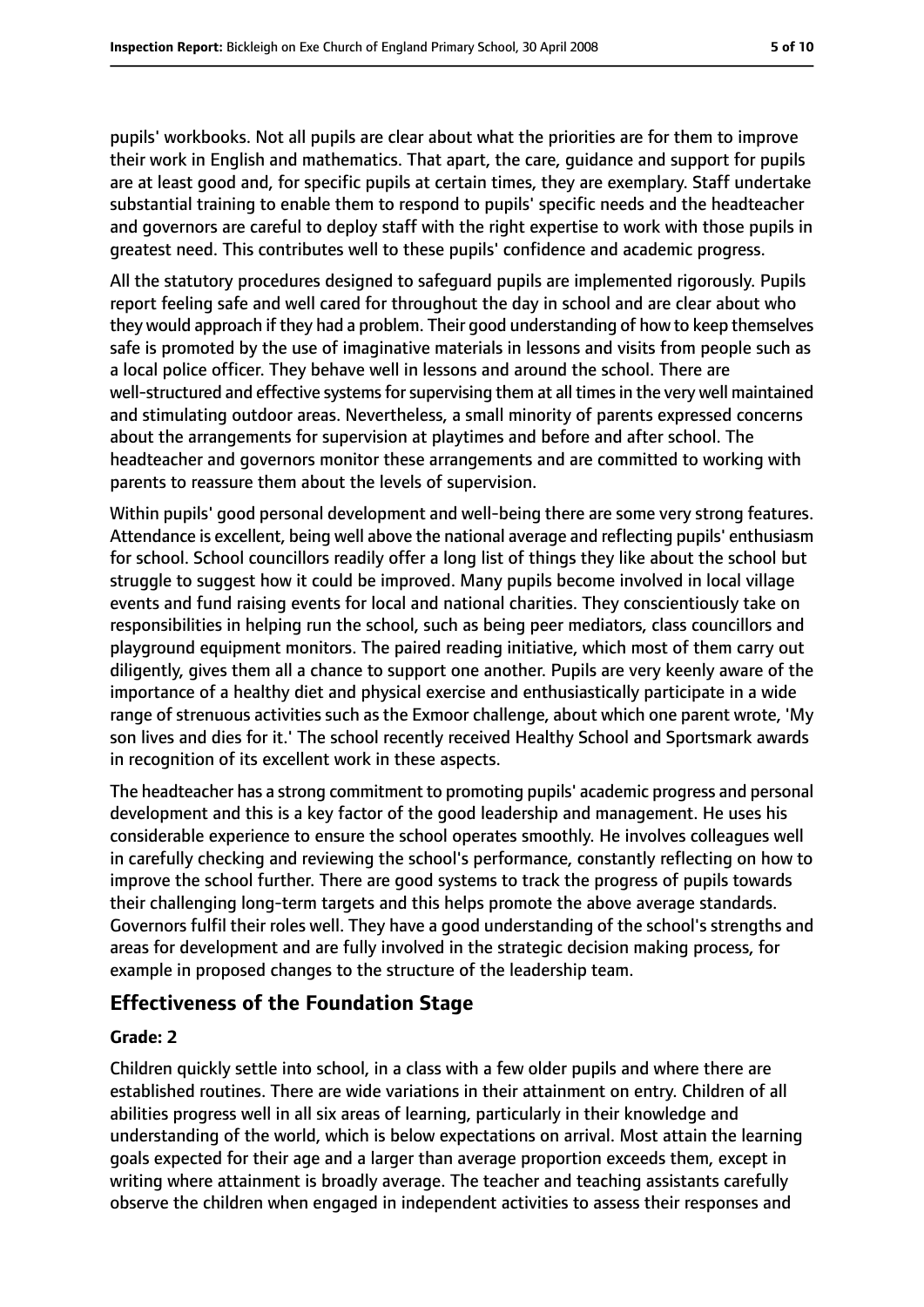pupils' workbooks. Not all pupils are clear about what the priorities are for them to improve their work in English and mathematics. That apart, the care, guidance and support for pupils are at least good and, for specific pupils at certain times, they are exemplary. Staff undertake substantial training to enable them to respond to pupils' specific needs and the headteacher and governors are careful to deploy staff with the right expertise to work with those pupils in greatest need. This contributes well to these pupils' confidence and academic progress.

All the statutory procedures designed to safeguard pupils are implemented rigorously. Pupils report feeling safe and well cared for throughout the day in school and are clear about who they would approach if they had a problem. Their good understanding of how to keep themselves safe is promoted by the use of imaginative materials in lessons and visits from people such as a local police officer. They behave well in lessons and around the school. There are well-structured and effective systems for supervising them at all times in the very well maintained and stimulating outdoor areas. Nevertheless, a small minority of parents expressed concerns about the arrangements for supervision at playtimes and before and after school. The headteacher and governors monitor these arrangements and are committed to working with parents to reassure them about the levels of supervision.

Within pupils' good personal development and well-being there are some very strong features. Attendance is excellent, being well above the national average and reflecting pupils' enthusiasm for school. School councillors readily offer a long list of things they like about the school but struggle to suggest how it could be improved. Many pupils become involved in local village events and fund raising events for local and national charities. They conscientiously take on responsibilities in helping run the school, such as being peer mediators, class councillors and playground equipment monitors. The paired reading initiative, which most of them carry out diligently, gives them all a chance to support one another. Pupils are very keenly aware of the importance of a healthy diet and physical exercise and enthusiastically participate in a wide range of strenuous activities such as the Exmoor challenge, about which one parent wrote, 'My son lives and dies for it.' The school recently received Healthy School and Sportsmark awards in recognition of its excellent work in these aspects.

The headteacher has a strong commitment to promoting pupils' academic progress and personal development and this is a key factor of the good leadership and management. He uses his considerable experience to ensure the school operates smoothly. He involves colleagues well in carefully checking and reviewing the school's performance, constantly reflecting on how to improve the school further. There are good systems to track the progress of pupils towards their challenging long-term targets and this helps promote the above average standards. Governors fulfil their roles well. They have a good understanding of the school's strengths and areas for development and are fully involved in the strategic decision making process, for example in proposed changes to the structure of the leadership team.

## Effectiveness of the Foundation Stage

### Grade: 2

Children quickly settle into school, in a class with a few older pupils and where there are established routines. There are wide variations in their attainment on entry. Children of all abilities progress well in all six areas of learning, particularly in their knowledge and understanding of the world, which is below expectations on arrival. Most attain the learning goals expected for their age and a larger than average proportion exceeds them, except in writing where attainment is broadly average. The teacher and teaching assistants carefully observe the children when engaged in independent activities to assess their responses and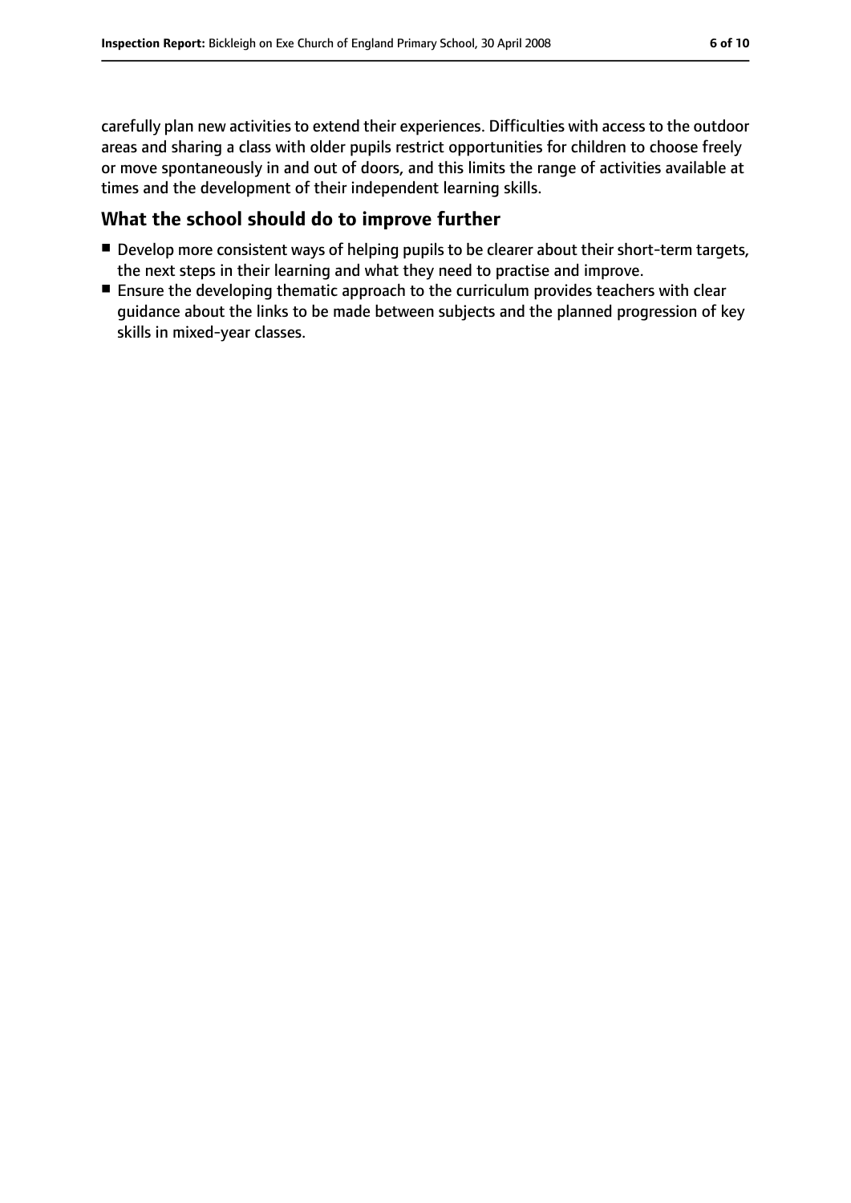carefully plan new activities to extend their experiences. Difficulties with access to the outdoor areas and sharing a class with older pupils restrict opportunities for children to choose freely or move spontaneously in and out of doors, and this limits the range of activities available at times and the development of their independent learning skills.

## What the school should do to improve further

- Develop more consistent ways of helping pupils to be clearer about their short-term targets, the next steps in their learning and what they need to practise and improve.
- Ensure the developing thematic approach to the curriculum provides teachers with clear guidance about the links to be made between subjects and the planned progression of key skills in mixed-year classes.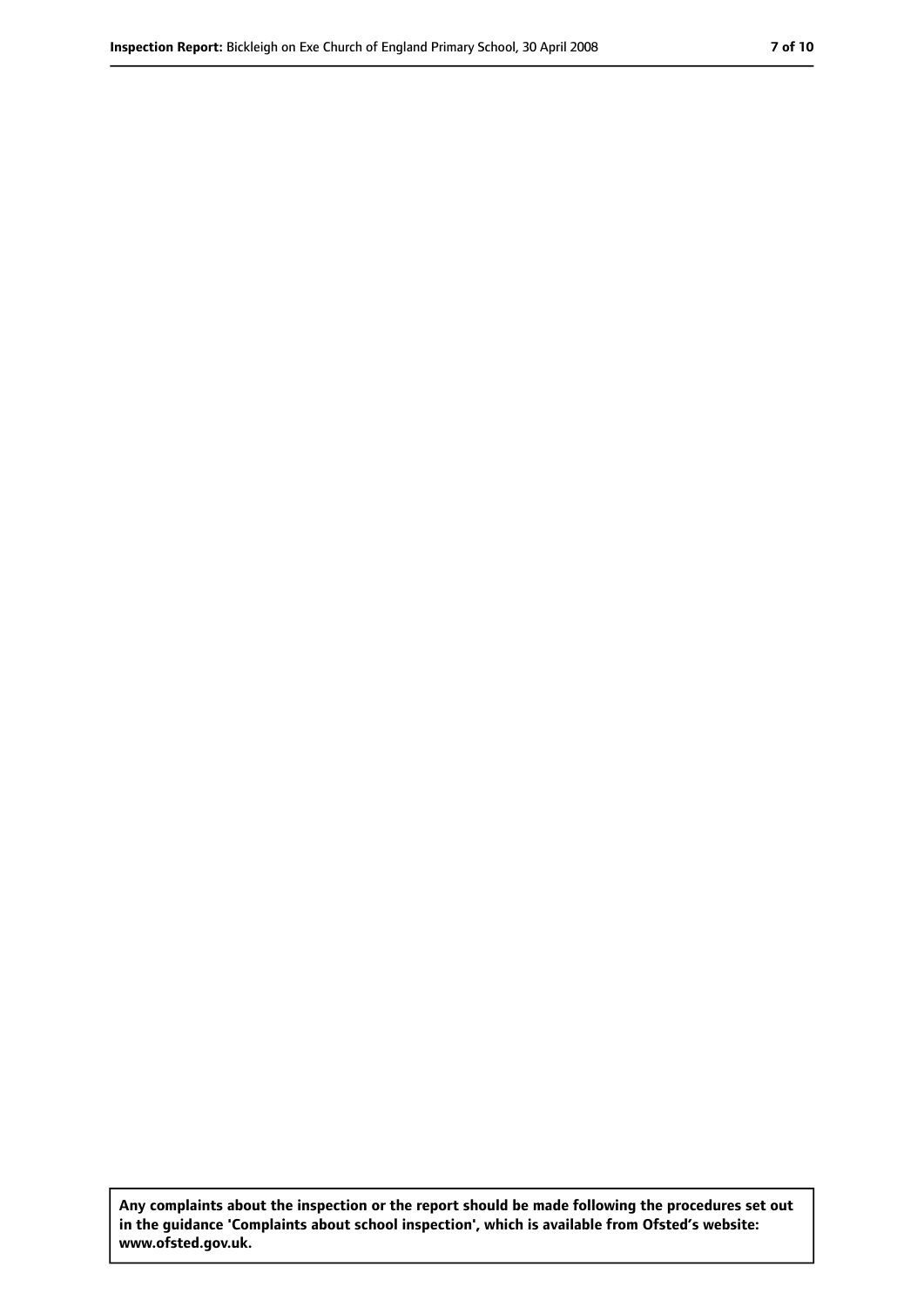**Any complaints about the inspection or the report should be made following the procedures set out in the guidance 'Complaints about school inspection', which is available from Ofsted's website: www.ofsted.gov.uk.**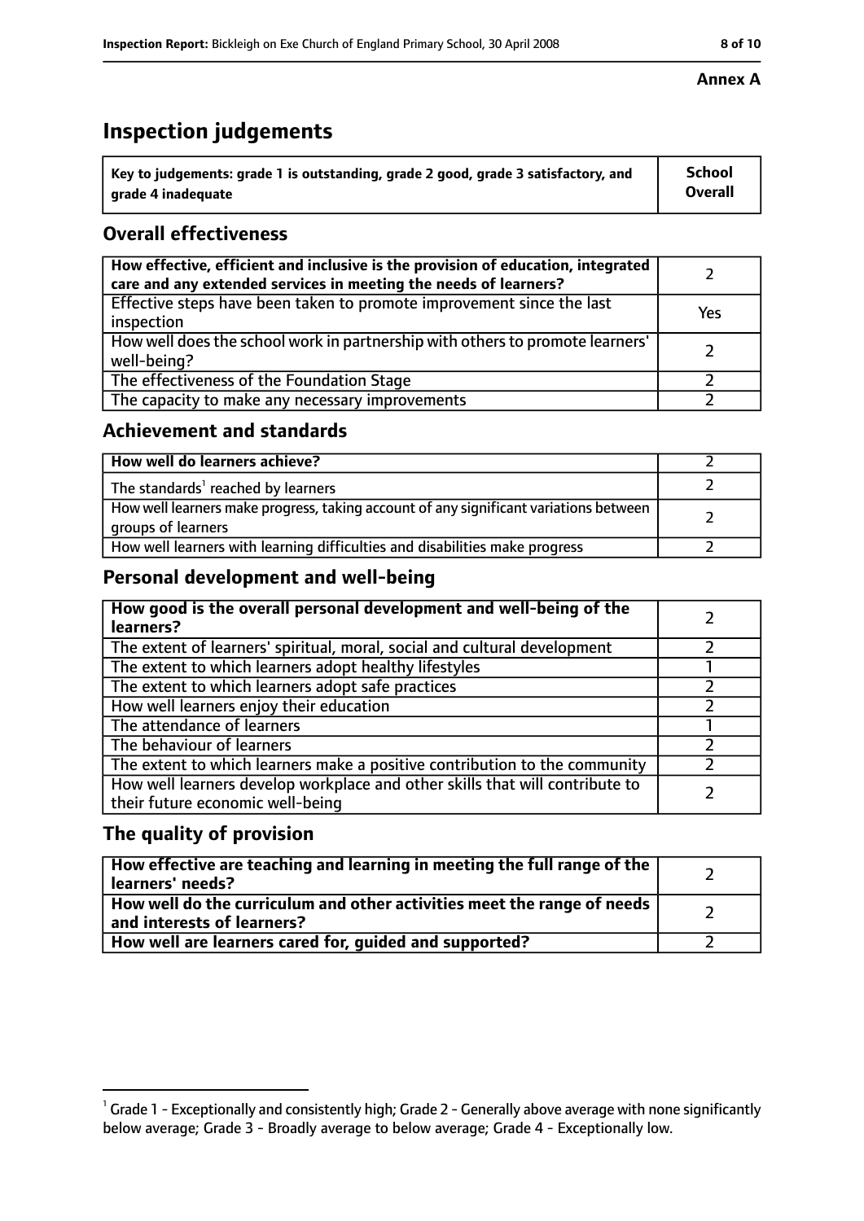**Annex A**

# Inspection judgements

| Key to judgements: grade 1 is outstanding, grade 2 good, grade 3 satisfactory, and grade 4 inadequate | School Overall |
|---|---|

## Overall effectiveness

| | |
|---|---|
| How effective, efficient and inclusive is the provision of education, integrated care and any extended services in meeting the needs of learners? | 2 |
| Effective steps have been taken to promote improvement since the last inspection | Yes |
| How well does the school work in partnership with others to promote learners' well-being? | 2 |
| The effectiveness of the Foundation Stage | 2 |
| The capacity to make any necessary improvements | 2 |

## Achievement and standards

| | |
|---|---|
| How well do learners achieve? | 2 |
| The standards[1] reached by learners | 2 |
| How well learners make progress, taking account of any significant variations between groups of learners | 2 |
| How well learners with learning difficulties and disabilities make progress | 2 |

## Personal development and well-being

| | |
|---|---|
| How good is the overall personal development and well-being of the learners? | 2 |
| The extent of learners' spiritual, moral, social and cultural development | 2 |
| The extent to which learners adopt healthy lifestyles | 1 |
| The extent to which learners adopt safe practices | 2 |
| How well learners enjoy their education | 2 |
| The attendance of learners | 1 |
| The behaviour of learners | 2 |
| The extent to which learners make a positive contribution to the community | 2 |
| How well learners develop workplace and other skills that will contribute to their future economic well-being | 2 |

## The quality of provision

| | |
|---|---|
| How effective are teaching and learning in meeting the full range of the learners' needs? | 2 |
| How well do the curriculum and other activities meet the range of needs and interests of learners? | 2 |
| How well are learners cared for, guided and supported? | 2 |

[1] Grade 1 - Exceptionally and consistently high; Grade 2 - Generally above average with none significantly below average; Grade 3 - Broadly average to below average; Grade 4 - Exceptionally low.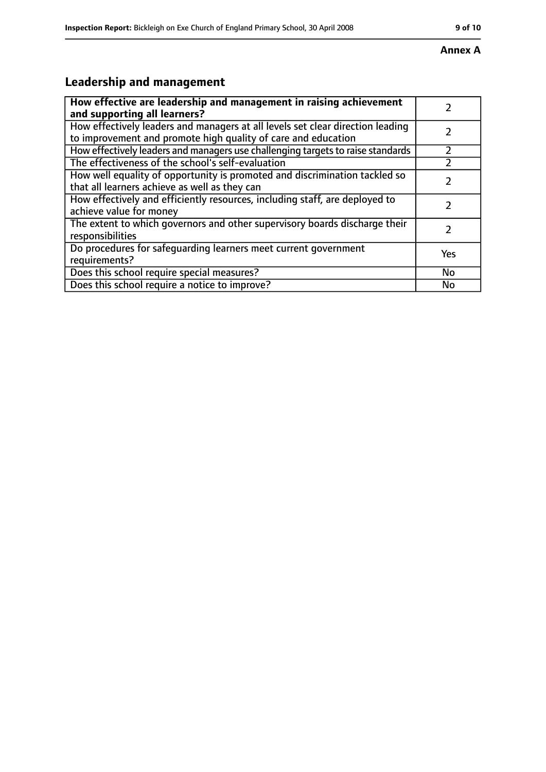**Annex A**

## Leadership and management

| **How effective are leadership and management in raising achievement and supporting all learners?** | 2 |
|---|---|
| How effectively leaders and managers at all levels set clear direction leading to improvement and promote high quality of care and education | 2 |
| How effectively leaders and managers use challenging targets to raise standards | 2 |
| The effectiveness of the school's self-evaluation | 2 |
| How well equality of opportunity is promoted and discrimination tackled so that all learners achieve as well as they can | 2 |
| How effectively and efficiently resources, including staff, are deployed to achieve value for money | 2 |
| The extent to which governors and other supervisory boards discharge their responsibilities | 2 |
| Do procedures for safeguarding learners meet current government requirements? | Yes |
| Does this school require special measures? | No |
| Does this school require a notice to improve? | No |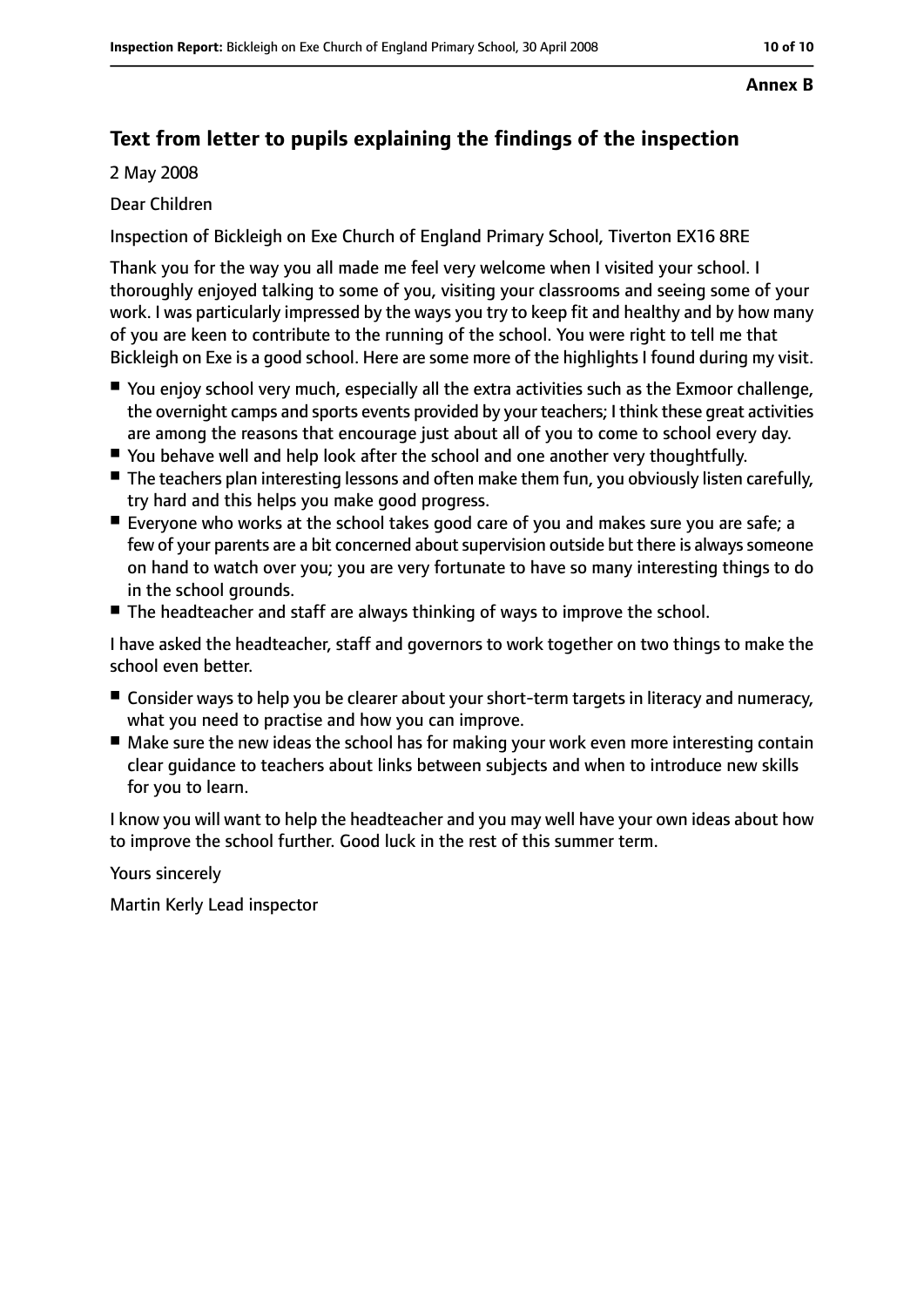**Annex B**

## Text from letter to pupils explaining the findings of the inspection

2 May 2008

Dear Children

Inspection of Bickleigh on Exe Church of England Primary School, Tiverton EX16 8RE

Thank you for the way you all made me feel very welcome when I visited your school. I thoroughly enjoyed talking to some of you, visiting your classrooms and seeing some of your work. I was particularly impressed by the ways you try to keep fit and healthy and by how many of you are keen to contribute to the running of the school. You were right to tell me that Bickleigh on Exe is a good school. Here are some more of the highlights I found during my visit.

- You enjoy school very much, especially all the extra activities such as the Exmoor challenge, the overnight camps and sports events provided by your teachers; I think these great activities are among the reasons that encourage just about all of you to come to school every day.
- You behave well and help look after the school and one another very thoughtfully.
- The teachers plan interesting lessons and often make them fun, you obviously listen carefully, try hard and this helps you make good progress.
- Everyone who works at the school takes good care of you and makes sure you are safe; a few of your parents are a bit concerned about supervision outside but there is always someone on hand to watch over you; you are very fortunate to have so many interesting things to do in the school grounds.
- The headteacher and staff are always thinking of ways to improve the school.

I have asked the headteacher, staff and governors to work together on two things to make the school even better.

- Consider ways to help you be clearer about your short-term targets in literacy and numeracy, what you need to practise and how you can improve.
- Make sure the new ideas the school has for making your work even more interesting contain clear guidance to teachers about links between subjects and when to introduce new skills for you to learn.

I know you will want to help the headteacher and you may well have your own ideas about how to improve the school further. Good luck in the rest of this summer term.

Yours sincerely

Martin Kerly Lead inspector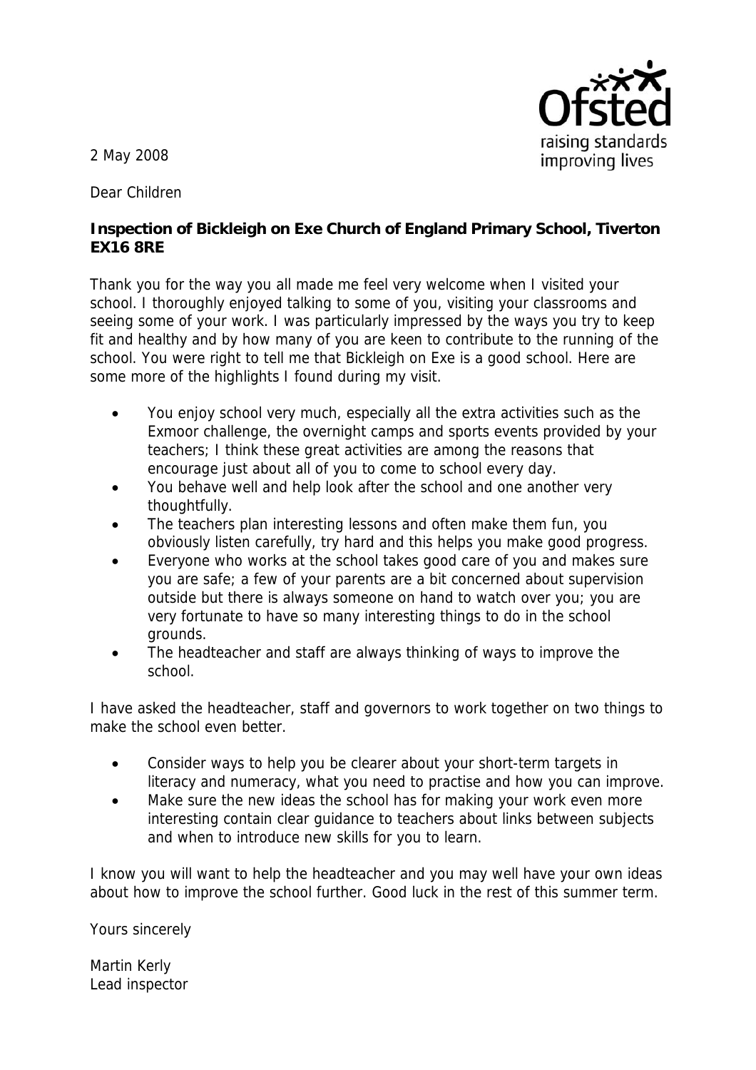2 May 2008

Dear Children

**Inspection of Bickleigh on Exe Church of England Primary School, Tiverton EX16 8RE**

Thank you for the way you all made me feel very welcome when I visited your school. I thoroughly enjoyed talking to some of you, visiting your classrooms and seeing some of your work. I was particularly impressed by the ways you try to keep fit and healthy and by how many of you are keen to contribute to the running of the school. You were right to tell me that Bickleigh on Exe is a good school. Here are some more of the highlights I found during my visit.

- You enjoy school very much, especially all the extra activities such as the Exmoor challenge, the overnight camps and sports events provided by your teachers; I think these great activities are among the reasons that encourage just about all of you to come to school every day.
- You behave well and help look after the school and one another very thoughtfully.
- The teachers plan interesting lessons and often make them fun, you obviously listen carefully, try hard and this helps you make good progress.
- Everyone who works at the school takes good care of you and makes sure you are safe; a few of your parents are a bit concerned about supervision outside but there is always someone on hand to watch over you; you are very fortunate to have so many interesting things to do in the school grounds.
- The headteacher and staff are always thinking of ways to improve the school.

I have asked the headteacher, staff and governors to work together on two things to make the school even better.

- Consider ways to help you be clearer about your short-term targets in literacy and numeracy, what you need to practise and how you can improve.
- Make sure the new ideas the school has for making your work even more interesting contain clear guidance to teachers about links between subjects and when to introduce new skills for you to learn.

I know you will want to help the headteacher and you may well have your own ideas about how to improve the school further. Good luck in the rest of this summer term.

Yours sincerely

Martin Kerly
Lead inspector